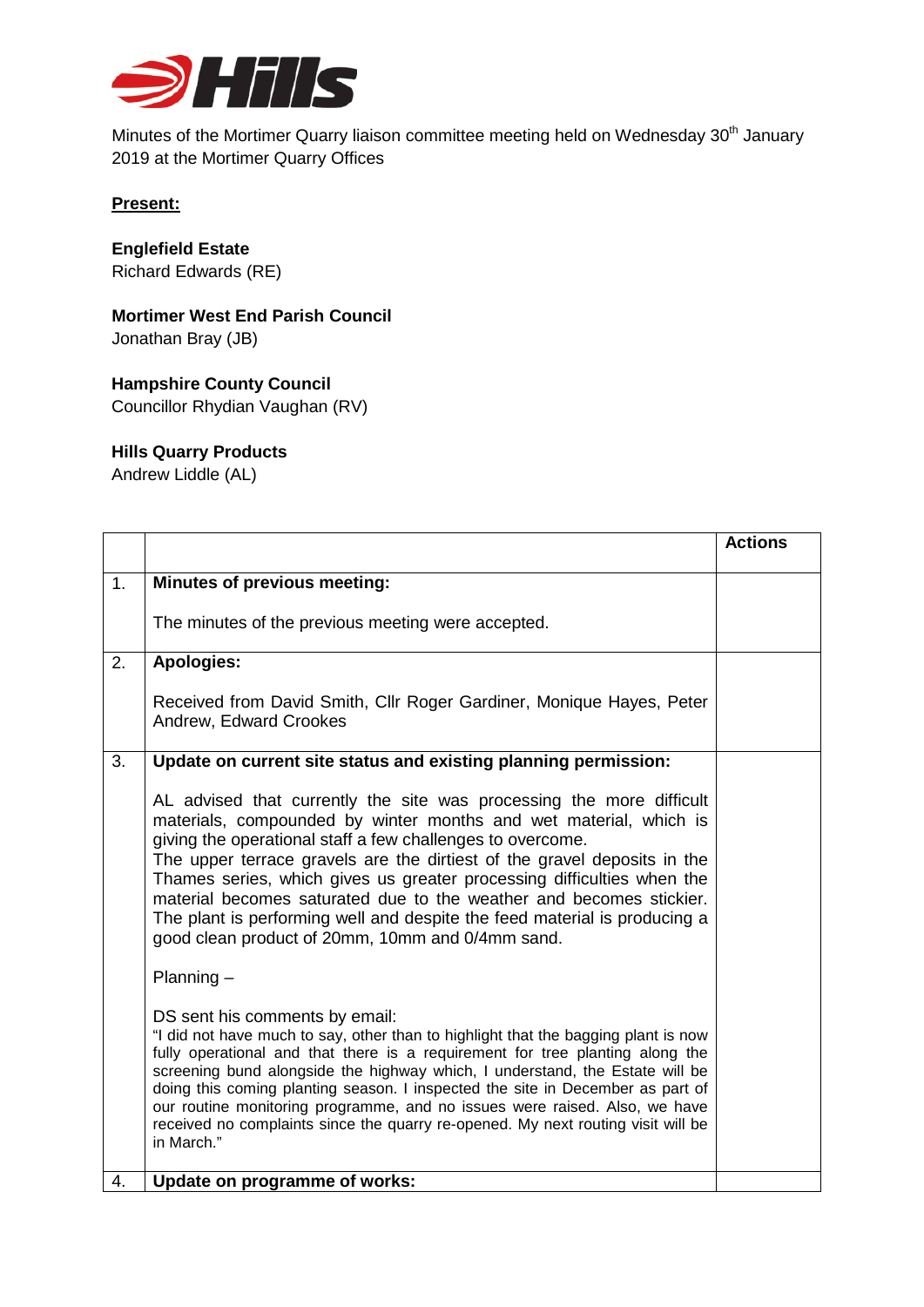Minutes of the Mortimer Quarry liaison committee meeting held on Wednesday 30th January 2019 at the Mortimer Quarry Offices

**Present:**

**Englefield Estate**
Richard Edwards (RE)

**Mortimer West End Parish Council**
Jonathan Bray (JB)

**Hampshire County Council**
Councillor Rhydian Vaughan (RV)

**Hills Quarry Products**
Andrew Liddle (AL)

| | | Actions |
|---|---|---|
| 1. | **Minutes of previous meeting:**<br><br>The minutes of the previous meeting were accepted. | |
| 2. | **Apologies:**<br><br>Received from David Smith, Cllr Roger Gardiner, Monique Hayes, Peter Andrew, Edward Crookes | |
| 3. | **Update on current site status and existing planning permission:**<br><br>AL advised that currently the site was processing the more difficult materials, compounded by winter months and wet material, which is giving the operational staff a few challenges to overcome.<br>The upper terrace gravels are the dirtiest of the gravel deposits in the Thames series, which gives us greater processing difficulties when the material becomes saturated due to the weather and becomes stickier. The plant is performing well and despite the feed material is producing a good clean product of 20mm, 10mm and 0/4mm sand.<br><br>Planning –<br><br>DS sent his comments by email:<br>"I did not have much to say, other than to highlight that the bagging plant is now fully operational and that there is a requirement for tree planting along the screening bund alongside the highway which, I understand, the Estate will be doing this coming planting season. I inspected the site in December as part of our routine monitoring programme, and no issues were raised. Also, we have received no complaints since the quarry re-opened. My next routing visit will be in March." | |
| 4. | **Update on programme of works:** | |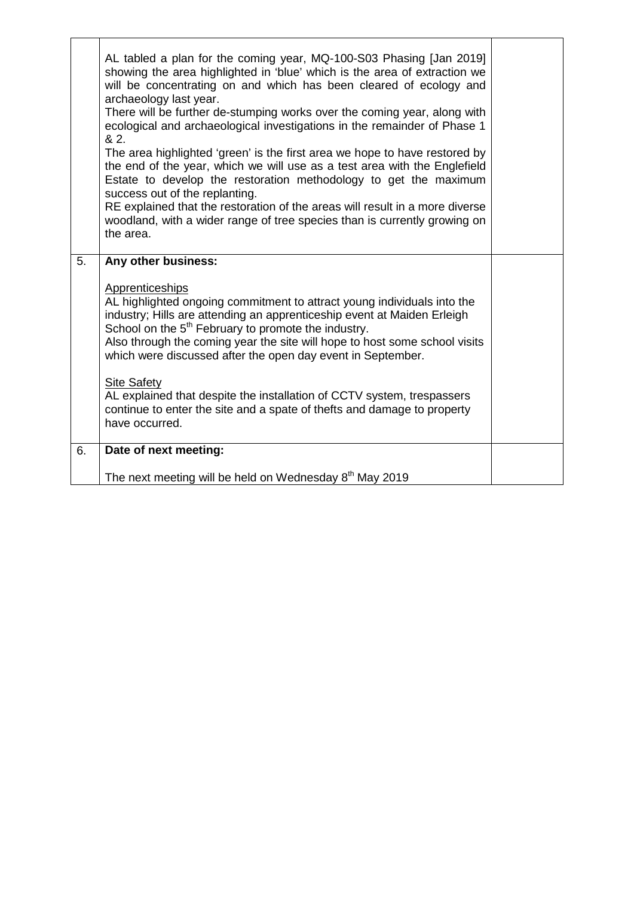| | | |
|---|---|---|
| | AL tabled a plan for the coming year, MQ-100-S03 Phasing [Jan 2019] showing the area highlighted in 'blue' which is the area of extraction we will be concentrating on and which has been cleared of ecology and archaeology last year.<br>There will be further de-stumping works over the coming year, along with ecological and archaeological investigations in the remainder of Phase 1 & 2.<br>The area highlighted 'green' is the first area we hope to have restored by the end of the year, which we will use as a test area with the Englefield Estate to develop the restoration methodology to get the maximum success out of the replanting.<br>RE explained that the restoration of the areas will result in a more diverse woodland, with a wider range of tree species than is currently growing on the area. | |
| 5. | **Any other business:**<br><br>Apprenticeships<br>AL highlighted ongoing commitment to attract young individuals into the industry; Hills are attending an apprenticeship event at Maiden Erleigh School on the 5th February to promote the industry.<br>Also through the coming year the site will hope to host some school visits which were discussed after the open day event in September.<br><br>Site Safety<br>AL explained that despite the installation of CCTV system, trespassers continue to enter the site and a spate of thefts and damage to property have occurred. | |
| 6. | **Date of next meeting:**<br><br>The next meeting will be held on Wednesday 8th May 2019 | |